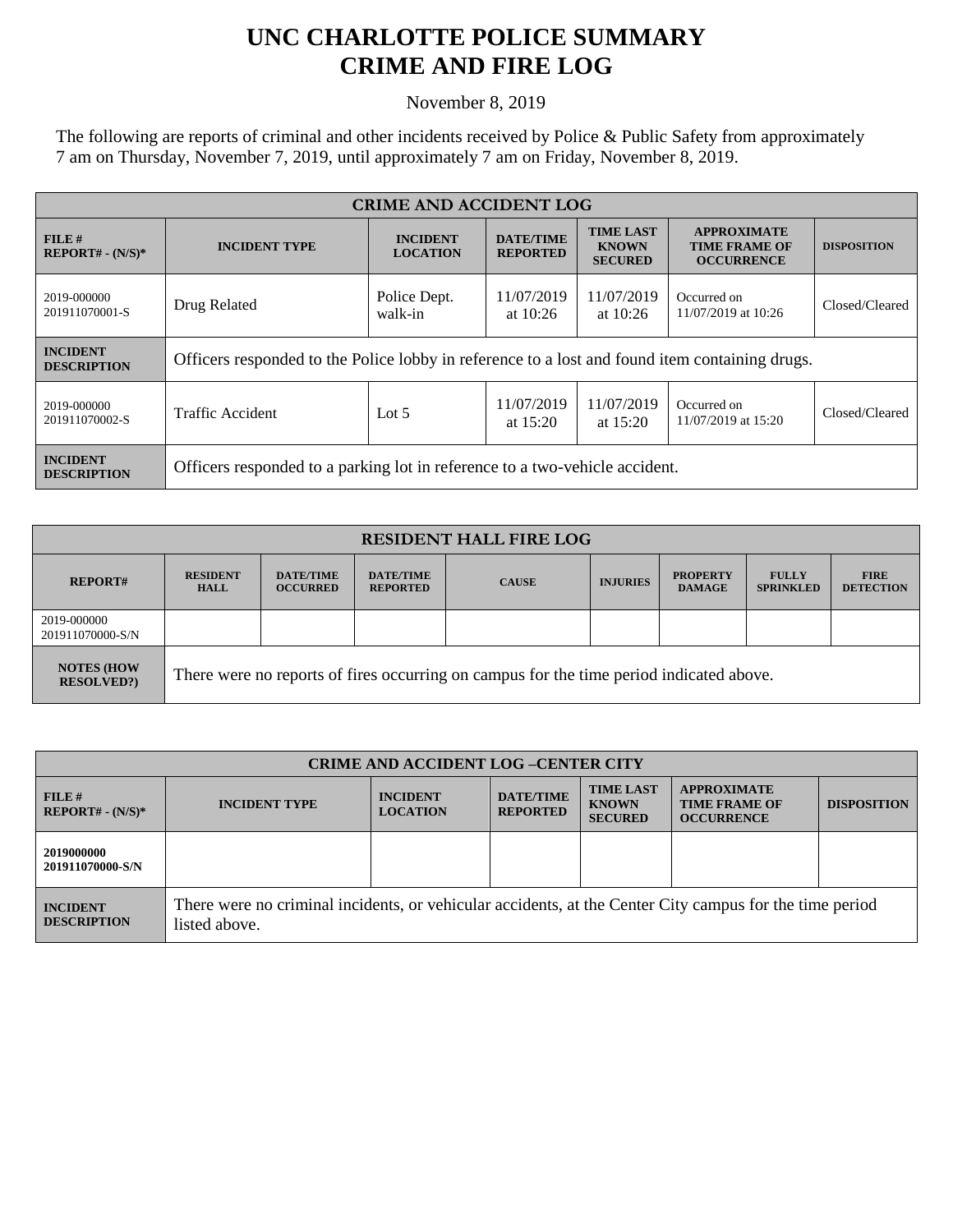# UNC CHARLOTTE POLICE SUMMARY
# CRIME AND FIRE LOG

November 8, 2019

The following are reports of criminal and other incidents received by Police & Public Safety from approximately 7 am on Thursday, November 7, 2019, until approximately 7 am on Friday, November 8, 2019.

| CRIME AND ACCIDENT LOG | | | | | | |
|---|---|---|---|---|---|---|
| **FILE # REPORT# - (N/S)*** | **INCIDENT TYPE** | **INCIDENT LOCATION** | **DATE/TIME REPORTED** | **TIME LAST KNOWN SECURED** | **APPROXIMATE TIME FRAME OF OCCURRENCE** | **DISPOSITION** |
| 2019-000000 201911070001-S | Drug Related | Police Dept. walk-in | 11/07/2019 at 10:26 | 11/07/2019 at 10:26 | Occurred on 11/07/2019 at 10:26 | Closed/Cleared |
| **INCIDENT DESCRIPTION** | Officers responded to the Police lobby in reference to a lost and found item containing drugs. | | | | | |
| 2019-000000 201911070002-S | Traffic Accident | Lot 5 | 11/07/2019 at 15:20 | 11/07/2019 at 15:20 | Occurred on 11/07/2019 at 15:20 | Closed/Cleared |
| **INCIDENT DESCRIPTION** | Officers responded to a parking lot in reference to a two-vehicle accident. | | | | | |

| RESIDENT HALL FIRE LOG | | | | | | | | |
|---|---|---|---|---|---|---|---|---|
| **REPORT#** | **RESIDENT HALL** | **DATE/TIME OCCURRED** | **DATE/TIME REPORTED** | **CAUSE** | **INJURIES** | **PROPERTY DAMAGE** | **FULLY SPRINKLED** | **FIRE DETECTION** |
| 2019-000000 201911070000-S/N | | | | | | | | |
| **NOTES (HOW RESOLVED?)** | There were no reports of fires occurring on campus for the time period indicated above. | | | | | | | |

| CRIME AND ACCIDENT LOG –CENTER CITY | | | | | | |
|---|---|---|---|---|---|---|
| **FILE # REPORT# - (N/S)*** | **INCIDENT TYPE** | **INCIDENT LOCATION** | **DATE/TIME REPORTED** | **TIME LAST KNOWN SECURED** | **APPROXIMATE TIME FRAME OF OCCURRENCE** | **DISPOSITION** |
| **2019000000 201911070000-S/N** | | | | | | |
| **INCIDENT DESCRIPTION** | There were no criminal incidents, or vehicular accidents, at the Center City campus for the time period listed above. | | | | | |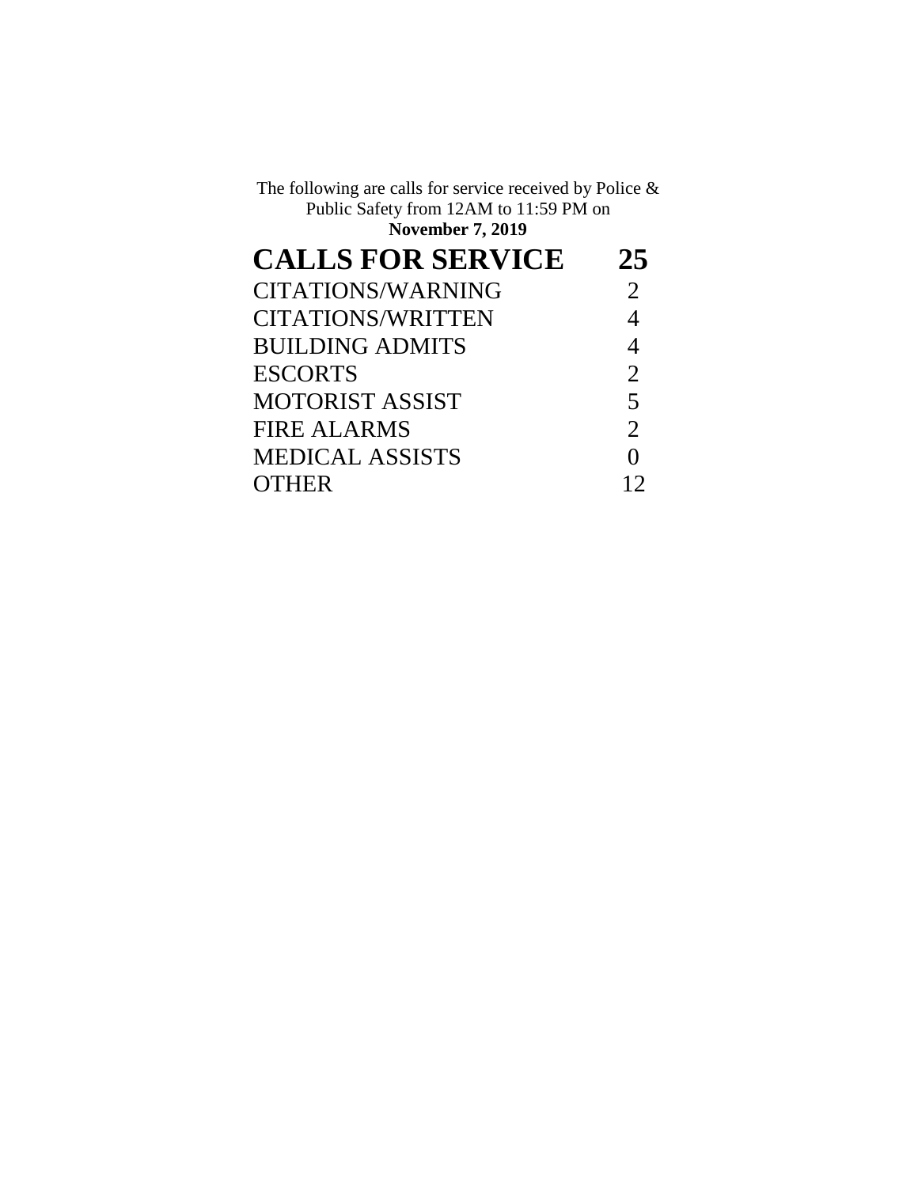The following are calls for service received by Police & Public Safety from 12AM to 11:59 PM on

**November 7, 2019**

| | |
|---|---|
| **CALLS FOR SERVICE** | **25** |
| CITATIONS/WARNING | 2 |
| CITATIONS/WRITTEN | 4 |
| BUILDING ADMITS | 4 |
| ESCORTS | 2 |
| MOTORIST ASSIST | 5 |
| FIRE ALARMS | 2 |
| MEDICAL ASSISTS | 0 |
| OTHER | 12 |